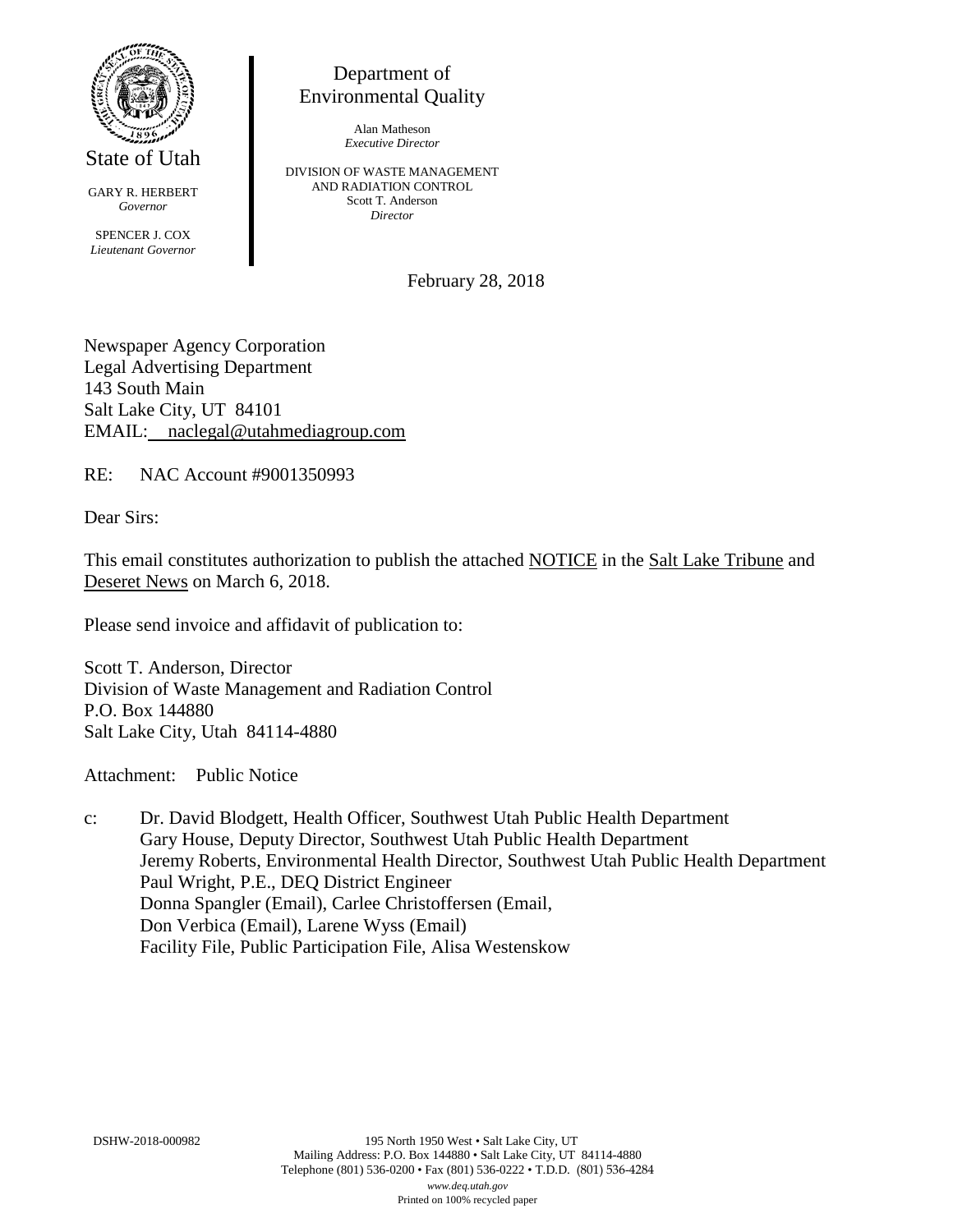State of Utah

GARY R. HERBERT
*Governor*

SPENCER J. COX
*Lieutenant Governor*

Department of
Environmental Quality

Alan Matheson
*Executive Director*

DIVISION OF WASTE MANAGEMENT
AND RADIATION CONTROL
Scott T. Anderson
*Director*

February 28, 2018

Newspaper Agency Corporation
Legal Advertising Department
143 South Main
Salt Lake City, UT 84101
EMAIL: naclegal@utahmediagroup.com

RE: NAC Account #9001350993

Dear Sirs:

This email constitutes authorization to publish the attached NOTICE in the Salt Lake Tribune and Deseret News on March 6, 2018.

Please send invoice and affidavit of publication to:

Scott T. Anderson, Director
Division of Waste Management and Radiation Control
P.O. Box 144880
Salt Lake City, Utah 84114-4880

Attachment: Public Notice

c: Dr. David Blodgett, Health Officer, Southwest Utah Public Health Department
Gary House, Deputy Director, Southwest Utah Public Health Department
Jeremy Roberts, Environmental Health Director, Southwest Utah Public Health Department
Paul Wright, P.E., DEQ District Engineer
Donna Spangler (Email), Carlee Christoffersen (Email,
Don Verbica (Email), Larene Wyss (Email)
Facility File, Public Participation File, Alisa Westenskow

DSHW-2018-000982

195 North 1950 West • Salt Lake City, UT
Mailing Address: P.O. Box 144880 • Salt Lake City, UT 84114-4880
Telephone (801) 536-0200 • Fax (801) 536-0222 • T.D.D. (801) 536-4284
*www.deq.utah.gov*
Printed on 100% recycled paper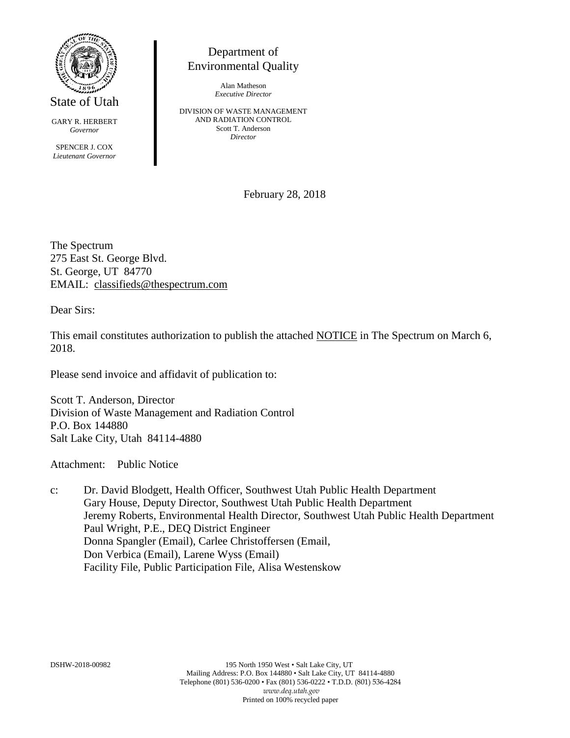State of Utah

GARY R. HERBERT
*Governor*

SPENCER J. COX
*Lieutenant Governor*

Department of
Environmental Quality

Alan Matheson
*Executive Director*

DIVISION OF WASTE MANAGEMENT
AND RADIATION CONTROL
Scott T. Anderson
*Director*

February 28, 2018

The Spectrum
275 East St. George Blvd.
St. George, UT 84770
EMAIL: classifieds@thespectrum.com

Dear Sirs:

This email constitutes authorization to publish the attached NOTICE in The Spectrum on March 6, 2018.

Please send invoice and affidavit of publication to:

Scott T. Anderson, Director
Division of Waste Management and Radiation Control
P.O. Box 144880
Salt Lake City, Utah 84114-4880

Attachment: Public Notice

c: Dr. David Blodgett, Health Officer, Southwest Utah Public Health Department
Gary House, Deputy Director, Southwest Utah Public Health Department
Jeremy Roberts, Environmental Health Director, Southwest Utah Public Health Department
Paul Wright, P.E., DEQ District Engineer
Donna Spangler (Email), Carlee Christoffersen (Email,
Don Verbica (Email), Larene Wyss (Email)
Facility File, Public Participation File, Alisa Westenskow

DSHW-2018-00982

195 North 1950 West • Salt Lake City, UT
Mailing Address: P.O. Box 144880 • Salt Lake City, UT 84114-4880
Telephone (801) 536-0200 • Fax (801) 536-0222 • T.D.D. (801) 536-4284
*www.deq.utah.gov*
Printed on 100% recycled paper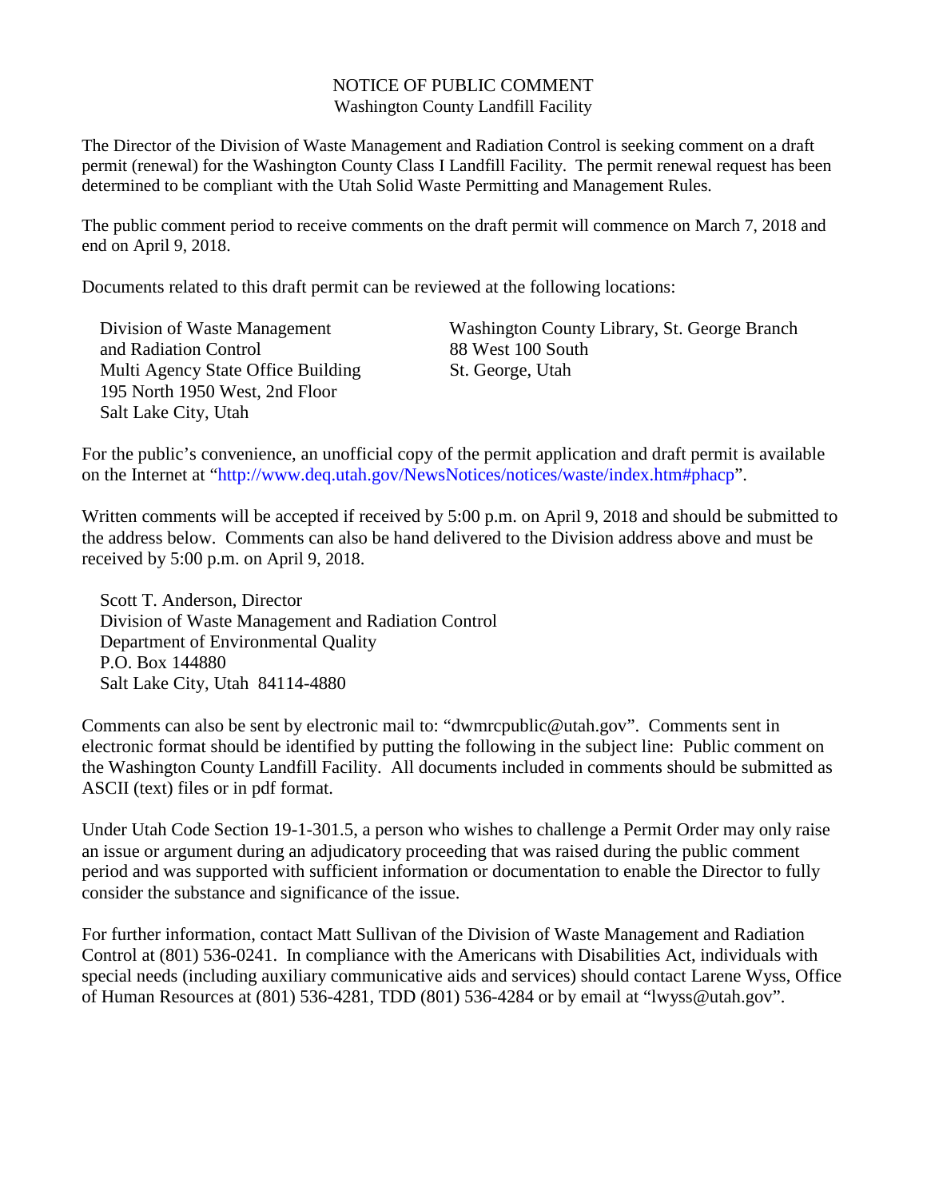# NOTICE OF PUBLIC COMMENT

## Washington County Landfill Facility

The Director of the Division of Waste Management and Radiation Control is seeking comment on a draft permit (renewal) for the Washington County Class I Landfill Facility. The permit renewal request has been determined to be compliant with the Utah Solid Waste Permitting and Management Rules.

The public comment period to receive comments on the draft permit will commence on March 7, 2018 and end on April 9, 2018.

Documents related to this draft permit can be reviewed at the following locations:

Division of Waste Management
and Radiation Control
Multi Agency State Office Building
195 North 1950 West, 2nd Floor
Salt Lake City, Utah

Washington County Library, St. George Branch
88 West 100 South
St. George, Utah

For the public's convenience, an unofficial copy of the permit application and draft permit is available on the Internet at "http://www.deq.utah.gov/NewsNotices/notices/waste/index.htm#phacp".

Written comments will be accepted if received by 5:00 p.m. on April 9, 2018 and should be submitted to the address below. Comments can also be hand delivered to the Division address above and must be received by 5:00 p.m. on April 9, 2018.

Scott T. Anderson, Director
Division of Waste Management and Radiation Control
Department of Environmental Quality
P.O. Box 144880
Salt Lake City, Utah 84114-4880

Comments can also be sent by electronic mail to: "dwmrcpublic@utah.gov". Comments sent in electronic format should be identified by putting the following in the subject line: Public comment on the Washington County Landfill Facility. All documents included in comments should be submitted as ASCII (text) files or in pdf format.

Under Utah Code Section 19-1-301.5, a person who wishes to challenge a Permit Order may only raise an issue or argument during an adjudicatory proceeding that was raised during the public comment period and was supported with sufficient information or documentation to enable the Director to fully consider the substance and significance of the issue.

For further information, contact Matt Sullivan of the Division of Waste Management and Radiation Control at (801) 536-0241. In compliance with the Americans with Disabilities Act, individuals with special needs (including auxiliary communicative aids and services) should contact Larene Wyss, Office of Human Resources at (801) 536-4281, TDD (801) 536-4284 or by email at "lwyss@utah.gov".